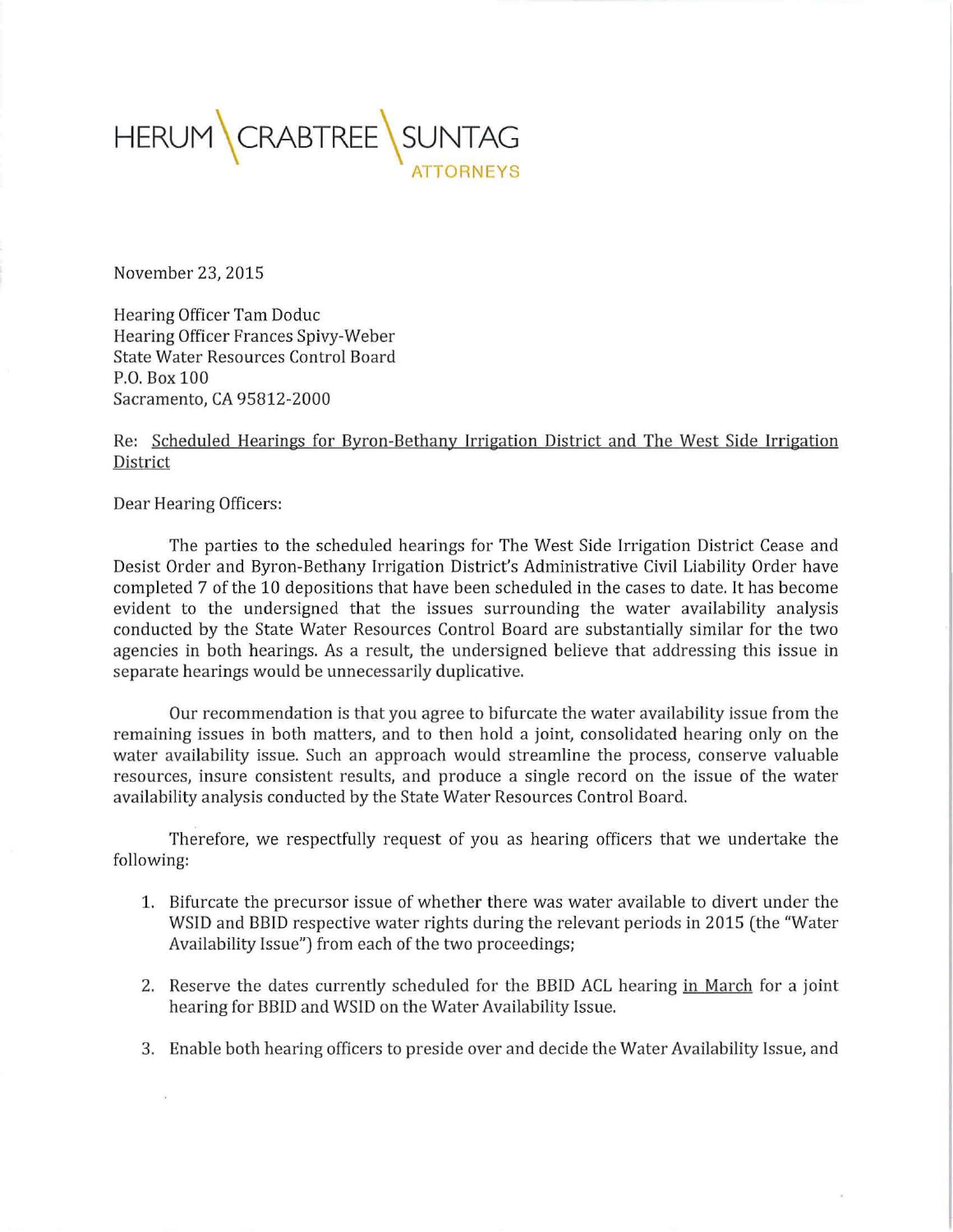HERUM \ CRABTREE \ SUNTAG
ATTORNEYS

November 23, 2015

Hearing Officer Tam Doduc
Hearing Officer Frances Spivy-Weber
State Water Resources Control Board
P.O. Box 100
Sacramento, CA 95812-2000

Re: Scheduled Hearings for Byron-Bethany Irrigation District and The West Side Irrigation District

Dear Hearing Officers:

The parties to the scheduled hearings for The West Side Irrigation District Cease and Desist Order and Byron-Bethany Irrigation District's Administrative Civil Liability Order have completed 7 of the 10 depositions that have been scheduled in the cases to date. It has become evident to the undersigned that the issues surrounding the water availability analysis conducted by the State Water Resources Control Board are substantially similar for the two agencies in both hearings. As a result, the undersigned believe that addressing this issue in separate hearings would be unnecessarily duplicative.

Our recommendation is that you agree to bifurcate the water availability issue from the remaining issues in both matters, and to then hold a joint, consolidated hearing only on the water availability issue. Such an approach would streamline the process, conserve valuable resources, insure consistent results, and produce a single record on the issue of the water availability analysis conducted by the State Water Resources Control Board.

Therefore, we respectfully request of you as hearing officers that we undertake the following:

1. Bifurcate the precursor issue of whether there was water available to divert under the WSID and BBID respective water rights during the relevant periods in 2015 (the "Water Availability Issue") from each of the two proceedings;
2. Reserve the dates currently scheduled for the BBID ACL hearing in March for a joint hearing for BBID and WSID on the Water Availability Issue.
3. Enable both hearing officers to preside over and decide the Water Availability Issue, and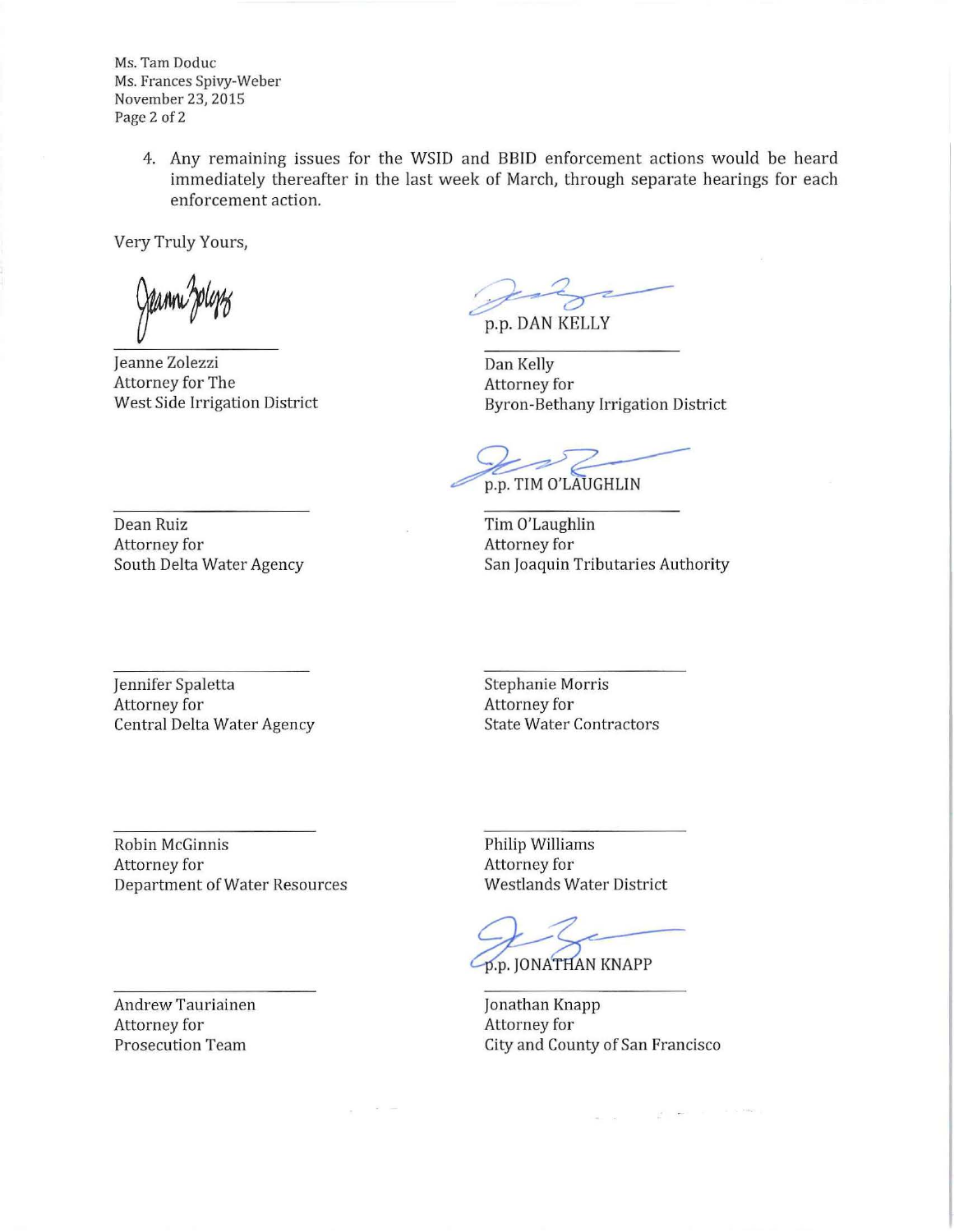Ms. Tam Doduc
Ms. Frances Spivy-Weber
November 23, 2015

4. Any remaining issues for the WSID and BBID enforcement actions would be heard immediately thereafter in the last week of March, through separate hearings for each enforcement action.

Very Truly Yours,

Jeanne Zolezzi
Attorney for The
West Side Irrigation District

p.p. DAN KELLY

Dan Kelly
Attorney for
Byron-Bethany Irrigation District

Dean Ruiz
Attorney for
South Delta Water Agency

p.p. TIM O'LAUGHLIN

Tim O'Laughlin
Attorney for
San Joaquin Tributaries Authority

Jennifer Spaletta
Attorney for
Central Delta Water Agency

Stephanie Morris
Attorney for
State Water Contractors

Robin McGinnis
Attorney for
Department of Water Resources

Philip Williams
Attorney for
Westlands Water District

Andrew Tauriainen
Attorney for
Prosecution Team

p.p. JONATHAN KNAPP

Jonathan Knapp
Attorney for
City and County of San Francisco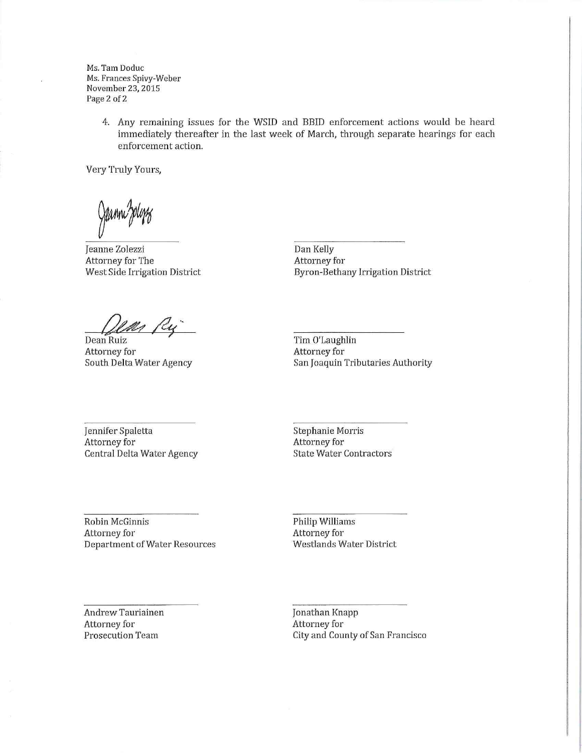4. Any remaining issues for the WSID and BBID enforcement actions would be heard immediately thereafter in the last week of March, through separate hearings for each enforcement action.

Very Truly Yours,

Jeanne Zolezzi
Attorney for The
West Side Irrigation District

Dan Kelly
Attorney for
Byron-Bethany Irrigation District

Dean Ruiz
Attorney for
South Delta Water Agency

Tim O'Laughlin
Attorney for
San Joaquin Tributaries Authority

Jennifer Spaletta
Attorney for
Central Delta Water Agency

Stephanie Morris
Attorney for
State Water Contractors

Robin McGinnis
Attorney for
Department of Water Resources

Philip Williams
Attorney for
Westlands Water District

Andrew Tauriainen
Attorney for
Prosecution Team

Jonathan Knapp
Attorney for
City and County of San Francisco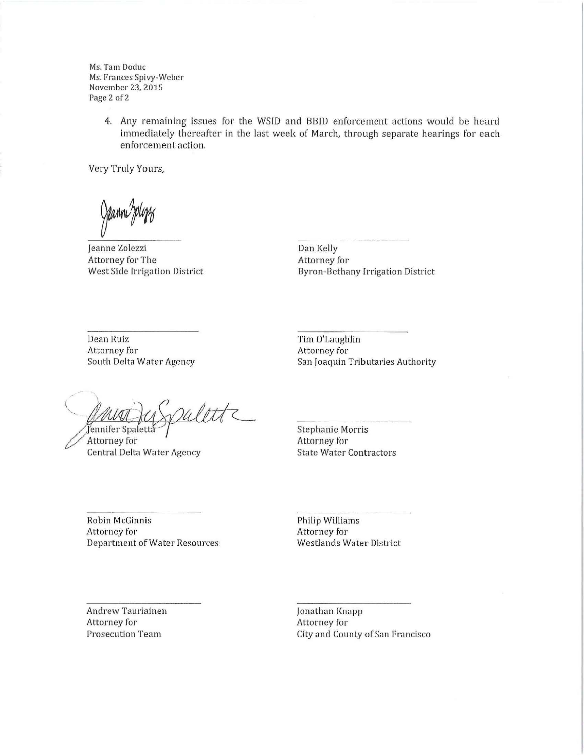Ms. Tam Doduc
Ms. Frances Spivy-Weber
November 23, 2015

4. Any remaining issues for the WSID and BBID enforcement actions would be heard immediately thereafter in the last week of March, through separate hearings for each enforcement action.

Very Truly Yours,

Jeanne Zolezzi
Attorney for The
West Side Irrigation District

Dan Kelly
Attorney for
Byron-Bethany Irrigation District

Dean Ruiz
Attorney for
South Delta Water Agency

Tim O'Laughlin
Attorney for
San Joaquin Tributaries Authority

Jennifer Spaletta
Attorney for
Central Delta Water Agency

Stephanie Morris
Attorney for
State Water Contractors

Robin McGinnis
Attorney for
Department of Water Resources

Philip Williams
Attorney for
Westlands Water District

Andrew Tauriainen
Attorney for
Prosecution Team

Jonathan Knapp
Attorney for
City and County of San Francisco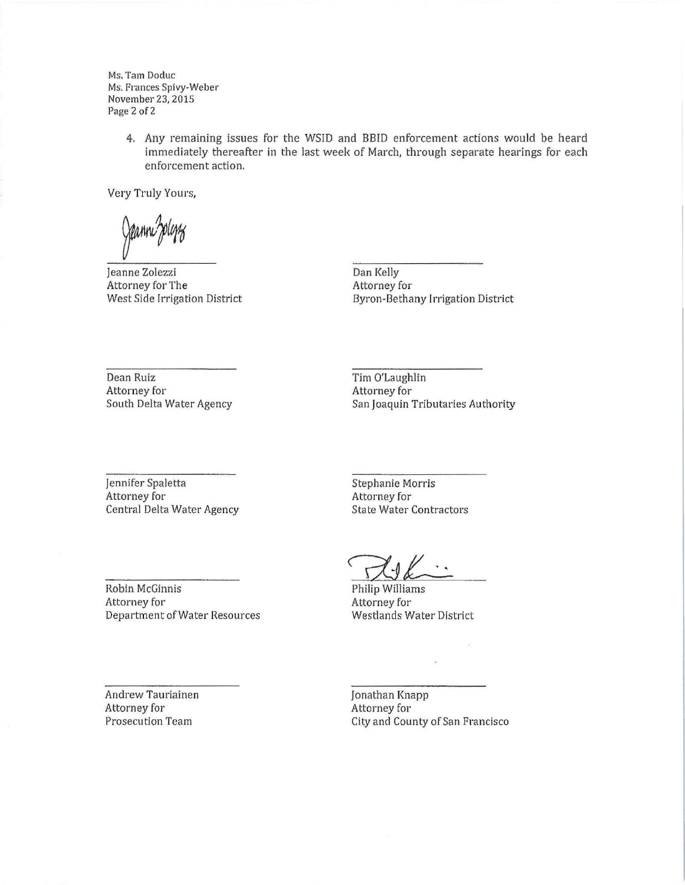Ms. Tam Doduc
Ms. Frances Spivy-Weber
November 23, 2015
Page 2 of 2

4. Any remaining issues for the WSID and BBID enforcement actions would be heard immediately thereafter in the last week of March, through separate hearings for each enforcement action.

Very Truly Yours,

Jeanne Zolezzi
Attorney for The
West Side Irrigation District

Dan Kelly
Attorney for
Byron-Bethany Irrigation District

Dean Ruiz
Attorney for
South Delta Water Agency

Tim O'Laughlin
Attorney for
San Joaquin Tributaries Authority

Jennifer Spaletta
Attorney for
Central Delta Water Agency

Stephanie Morris
Attorney for
State Water Contractors

Robin McGinnis
Attorney for
Department of Water Resources

Philip Williams
Attorney for
Westlands Water District

Andrew Tauriainen
Attorney for
Prosecution Team

Jonathan Knapp
Attorney for
City and County of San Francisco